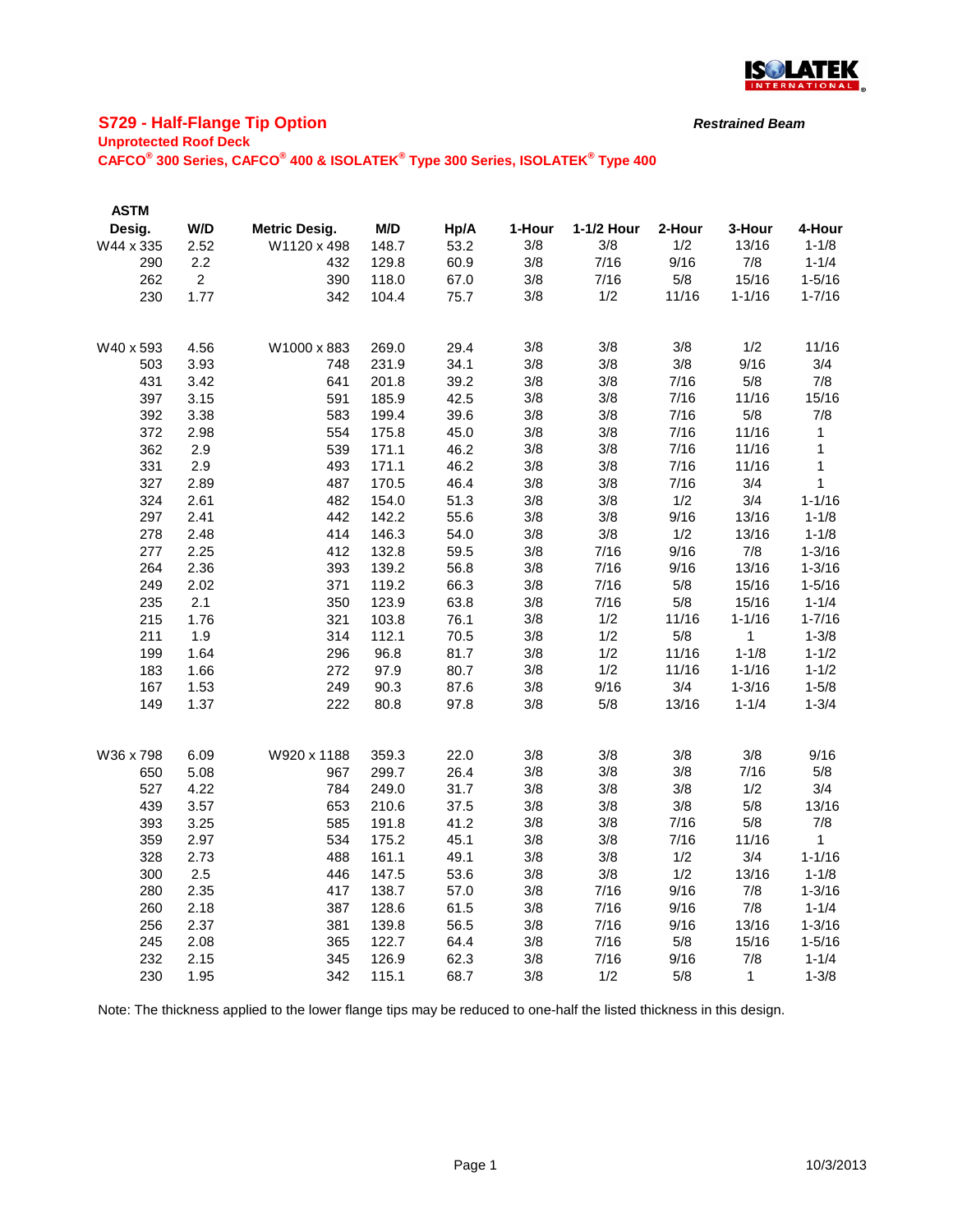## S729 - Half-Flange Tip Option

***Restrained Beam***

**Unprotected Roof Deck**

**CAFCO® 300 Series, CAFCO® 400 & ISOLATEK® Type 300 Series, ISOLATEK® Type 400**

| ASTM Desig. | W/D | Metric Desig. | M/D | Hp/A | 1-Hour | 1-1/2 Hour | 2-Hour | 3-Hour | 4-Hour |
|---|---|---|---|---|---|---|---|---|---|
| W44 x 335 | 2.52 | W1120 x 498 | 148.7 | 53.2 | 3/8 | 3/8 | 1/2 | 13/16 | 1-1/8 |
| 290 | 2.2 | 432 | 129.8 | 60.9 | 3/8 | 7/16 | 9/16 | 7/8 | 1-1/4 |
| 262 | 2 | 390 | 118.0 | 67.0 | 3/8 | 7/16 | 5/8 | 15/16 | 1-5/16 |
| 230 | 1.77 | 342 | 104.4 | 75.7 | 3/8 | 1/2 | 11/16 | 1-1/16 | 1-7/16 |
| W40 x 593 | 4.56 | W1000 x 883 | 269.0 | 29.4 | 3/8 | 3/8 | 3/8 | 1/2 | 11/16 |
| 503 | 3.93 | 748 | 231.9 | 34.1 | 3/8 | 3/8 | 3/8 | 9/16 | 3/4 |
| 431 | 3.42 | 641 | 201.8 | 39.2 | 3/8 | 3/8 | 7/16 | 5/8 | 7/8 |
| 397 | 3.15 | 591 | 185.9 | 42.5 | 3/8 | 3/8 | 7/16 | 11/16 | 15/16 |
| 392 | 3.38 | 583 | 199.4 | 39.6 | 3/8 | 3/8 | 7/16 | 5/8 | 7/8 |
| 372 | 2.98 | 554 | 175.8 | 45.0 | 3/8 | 3/8 | 7/16 | 11/16 | 1 |
| 362 | 2.9 | 539 | 171.1 | 46.2 | 3/8 | 3/8 | 7/16 | 11/16 | 1 |
| 331 | 2.9 | 493 | 171.1 | 46.2 | 3/8 | 3/8 | 7/16 | 11/16 | 1 |
| 327 | 2.89 | 487 | 170.5 | 46.4 | 3/8 | 3/8 | 7/16 | 3/4 | 1 |
| 324 | 2.61 | 482 | 154.0 | 51.3 | 3/8 | 3/8 | 1/2 | 3/4 | 1-1/16 |
| 297 | 2.41 | 442 | 142.2 | 55.6 | 3/8 | 3/8 | 9/16 | 13/16 | 1-1/8 |
| 278 | 2.48 | 414 | 146.3 | 54.0 | 3/8 | 3/8 | 1/2 | 13/16 | 1-1/8 |
| 277 | 2.25 | 412 | 132.8 | 59.5 | 3/8 | 7/16 | 9/16 | 7/8 | 1-3/16 |
| 264 | 2.36 | 393 | 139.2 | 56.8 | 3/8 | 7/16 | 9/16 | 13/16 | 1-3/16 |
| 249 | 2.02 | 371 | 119.2 | 66.3 | 3/8 | 7/16 | 5/8 | 15/16 | 1-5/16 |
| 235 | 2.1 | 350 | 123.9 | 63.8 | 3/8 | 7/16 | 5/8 | 15/16 | 1-1/4 |
| 215 | 1.76 | 321 | 103.8 | 76.1 | 3/8 | 1/2 | 11/16 | 1-1/16 | 1-7/16 |
| 211 | 1.9 | 314 | 112.1 | 70.5 | 3/8 | 1/2 | 5/8 | 1 | 1-3/8 |
| 199 | 1.64 | 296 | 96.8 | 81.7 | 3/8 | 1/2 | 11/16 | 1-1/8 | 1-1/2 |
| 183 | 1.66 | 272 | 97.9 | 80.7 | 3/8 | 1/2 | 11/16 | 1-1/16 | 1-1/2 |
| 167 | 1.53 | 249 | 90.3 | 87.6 | 3/8 | 9/16 | 3/4 | 1-3/16 | 1-5/8 |
| 149 | 1.37 | 222 | 80.8 | 97.8 | 3/8 | 5/8 | 13/16 | 1-1/4 | 1-3/4 |
| W36 x 798 | 6.09 | W920 x 1188 | 359.3 | 22.0 | 3/8 | 3/8 | 3/8 | 3/8 | 9/16 |
| 650 | 5.08 | 967 | 299.7 | 26.4 | 3/8 | 3/8 | 3/8 | 7/16 | 5/8 |
| 527 | 4.22 | 784 | 249.0 | 31.7 | 3/8 | 3/8 | 3/8 | 1/2 | 3/4 |
| 439 | 3.57 | 653 | 210.6 | 37.5 | 3/8 | 3/8 | 3/8 | 5/8 | 13/16 |
| 393 | 3.25 | 585 | 191.8 | 41.2 | 3/8 | 3/8 | 7/16 | 5/8 | 7/8 |
| 359 | 2.97 | 534 | 175.2 | 45.1 | 3/8 | 3/8 | 7/16 | 11/16 | 1 |
| 328 | 2.73 | 488 | 161.1 | 49.1 | 3/8 | 3/8 | 1/2 | 3/4 | 1-1/16 |
| 300 | 2.5 | 446 | 147.5 | 53.6 | 3/8 | 3/8 | 1/2 | 13/16 | 1-1/8 |
| 280 | 2.35 | 417 | 138.7 | 57.0 | 3/8 | 7/16 | 9/16 | 7/8 | 1-3/16 |
| 260 | 2.18 | 387 | 128.6 | 61.5 | 3/8 | 7/16 | 9/16 | 7/8 | 1-1/4 |
| 256 | 2.37 | 381 | 139.8 | 56.5 | 3/8 | 7/16 | 9/16 | 13/16 | 1-3/16 |
| 245 | 2.08 | 365 | 122.7 | 64.4 | 3/8 | 7/16 | 5/8 | 15/16 | 1-5/16 |
| 232 | 2.15 | 345 | 126.9 | 62.3 | 3/8 | 7/16 | 9/16 | 7/8 | 1-1/4 |
| 230 | 1.95 | 342 | 115.1 | 68.7 | 3/8 | 1/2 | 5/8 | 1 | 1-3/8 |

Note: The thickness applied to the lower flange tips may be reduced to one-half the listed thickness in this design.

10/3/2013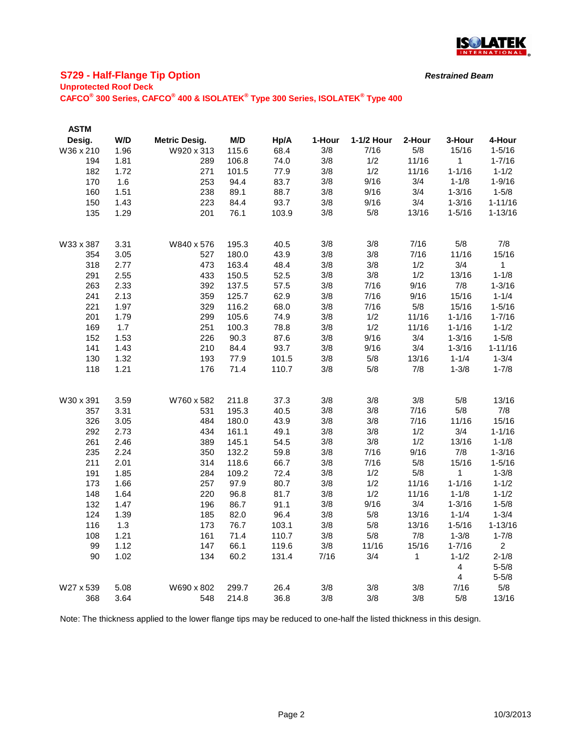## S729 - Half-Flange Tip Option

***Restrained Beam***

**Unprotected Roof Deck**

**CAFCO® 300 Series, CAFCO® 400 & ISOLATEK® Type 300 Series, ISOLATEK® Type 400**

| ASTM Desig. | W/D | Metric Desig. | M/D | Hp/A | 1-Hour | 1-1/2 Hour | 2-Hour | 3-Hour | 4-Hour |
|---|---|---|---|---|---|---|---|---|---|
| W36 x 210 | 1.96 | W920 x 313 | 115.6 | 68.4 | 3/8 | 7/16 | 5/8 | 15/16 | 1-5/16 |
| 194 | 1.81 | 289 | 106.8 | 74.0 | 3/8 | 1/2 | 11/16 | 1 | 1-7/16 |
| 182 | 1.72 | 271 | 101.5 | 77.9 | 3/8 | 1/2 | 11/16 | 1-1/16 | 1-1/2 |
| 170 | 1.6 | 253 | 94.4 | 83.7 | 3/8 | 9/16 | 3/4 | 1-1/8 | 1-9/16 |
| 160 | 1.51 | 238 | 89.1 | 88.7 | 3/8 | 9/16 | 3/4 | 1-3/16 | 1-5/8 |
| 150 | 1.43 | 223 | 84.4 | 93.7 | 3/8 | 9/16 | 3/4 | 1-3/16 | 1-11/16 |
| 135 | 1.29 | 201 | 76.1 | 103.9 | 3/8 | 5/8 | 13/16 | 1-5/16 | 1-13/16 |
| | | | | | | | | | |
| W33 x 387 | 3.31 | W840 x 576 | 195.3 | 40.5 | 3/8 | 3/8 | 7/16 | 5/8 | 7/8 |
| 354 | 3.05 | 527 | 180.0 | 43.9 | 3/8 | 3/8 | 7/16 | 11/16 | 15/16 |
| 318 | 2.77 | 473 | 163.4 | 48.4 | 3/8 | 3/8 | 1/2 | 3/4 | 1 |
| 291 | 2.55 | 433 | 150.5 | 52.5 | 3/8 | 3/8 | 1/2 | 13/16 | 1-1/8 |
| 263 | 2.33 | 392 | 137.5 | 57.5 | 3/8 | 7/16 | 9/16 | 7/8 | 1-3/16 |
| 241 | 2.13 | 359 | 125.7 | 62.9 | 3/8 | 7/16 | 9/16 | 15/16 | 1-1/4 |
| 221 | 1.97 | 329 | 116.2 | 68.0 | 3/8 | 7/16 | 5/8 | 15/16 | 1-5/16 |
| 201 | 1.79 | 299 | 105.6 | 74.9 | 3/8 | 1/2 | 11/16 | 1-1/16 | 1-7/16 |
| 169 | 1.7 | 251 | 100.3 | 78.8 | 3/8 | 1/2 | 11/16 | 1-1/16 | 1-1/2 |
| 152 | 1.53 | 226 | 90.3 | 87.6 | 3/8 | 9/16 | 3/4 | 1-3/16 | 1-5/8 |
| 141 | 1.43 | 210 | 84.4 | 93.7 | 3/8 | 9/16 | 3/4 | 1-3/16 | 1-11/16 |
| 130 | 1.32 | 193 | 77.9 | 101.5 | 3/8 | 5/8 | 13/16 | 1-1/4 | 1-3/4 |
| 118 | 1.21 | 176 | 71.4 | 110.7 | 3/8 | 5/8 | 7/8 | 1-3/8 | 1-7/8 |
| | | | | | | | | | |
| W30 x 391 | 3.59 | W760 x 582 | 211.8 | 37.3 | 3/8 | 3/8 | 3/8 | 5/8 | 13/16 |
| 357 | 3.31 | 531 | 195.3 | 40.5 | 3/8 | 3/8 | 7/16 | 5/8 | 7/8 |
| 326 | 3.05 | 484 | 180.0 | 43.9 | 3/8 | 3/8 | 7/16 | 11/16 | 15/16 |
| 292 | 2.73 | 434 | 161.1 | 49.1 | 3/8 | 3/8 | 1/2 | 3/4 | 1-1/16 |
| 261 | 2.46 | 389 | 145.1 | 54.5 | 3/8 | 3/8 | 1/2 | 13/16 | 1-1/8 |
| 235 | 2.24 | 350 | 132.2 | 59.8 | 3/8 | 7/16 | 9/16 | 7/8 | 1-3/16 |
| 211 | 2.01 | 314 | 118.6 | 66.7 | 3/8 | 7/16 | 5/8 | 15/16 | 1-5/16 |
| 191 | 1.85 | 284 | 109.2 | 72.4 | 3/8 | 1/2 | 5/8 | 1 | 1-3/8 |
| 173 | 1.66 | 257 | 97.9 | 80.7 | 3/8 | 1/2 | 11/16 | 1-1/16 | 1-1/2 |
| 148 | 1.64 | 220 | 96.8 | 81.7 | 3/8 | 1/2 | 11/16 | 1-1/8 | 1-1/2 |
| 132 | 1.47 | 196 | 86.7 | 91.1 | 3/8 | 9/16 | 3/4 | 1-3/16 | 1-5/8 |
| 124 | 1.39 | 185 | 82.0 | 96.4 | 3/8 | 5/8 | 13/16 | 1-1/4 | 1-3/4 |
| 116 | 1.3 | 173 | 76.7 | 103.1 | 3/8 | 5/8 | 13/16 | 1-5/16 | 1-13/16 |
| 108 | 1.21 | 161 | 71.4 | 110.7 | 3/8 | 5/8 | 7/8 | 1-3/8 | 1-7/8 |
| 99 | 1.12 | 147 | 66.1 | 119.6 | 3/8 | 11/16 | 15/16 | 1-7/16 | 2 |
| 90 | 1.02 | 134 | 60.2 | 131.4 | 7/16 | 3/4 | 1 | 1-1/2 | 2-1/8 |
| | | | | | | | | 4 | 5-5/8 |
| | | | | | | | | 4 | 5-5/8 |
| W27 x 539 | 5.08 | W690 x 802 | 299.7 | 26.4 | 3/8 | 3/8 | 3/8 | 7/16 | 5/8 |
| 368 | 3.64 | 548 | 214.8 | 36.8 | 3/8 | 3/8 | 3/8 | 5/8 | 13/16 |

Note: The thickness applied to the lower flange tips may be reduced to one-half the listed thickness in this design.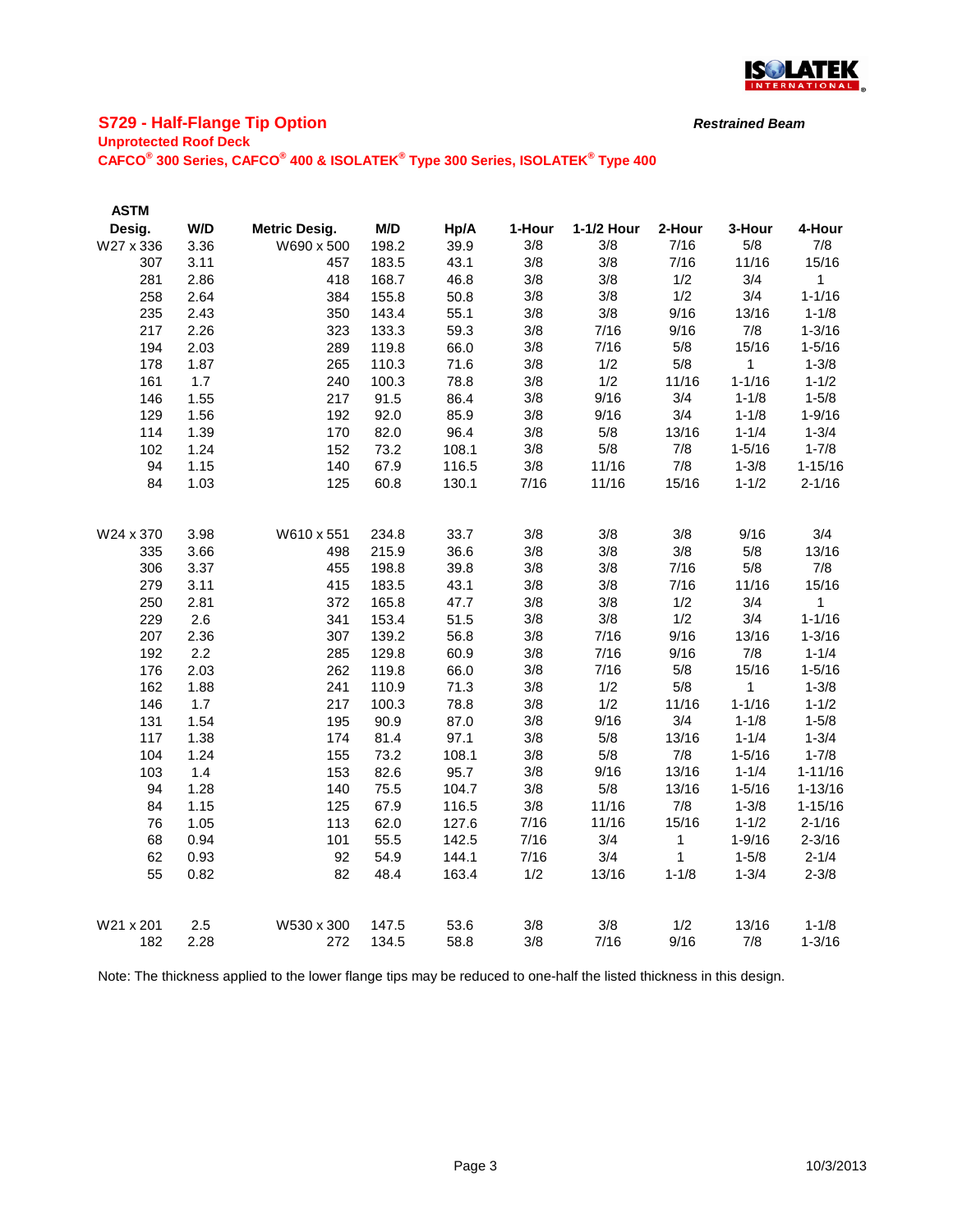## S729 - Half-Flange Tip Option

***Restrained Beam***

**Unprotected Roof Deck**

**CAFCO® 300 Series, CAFCO® 400 & ISOLATEK® Type 300 Series, ISOLATEK® Type 400**

| ASTM Desig. | W/D | Metric Desig. | M/D | Hp/A | 1-Hour | 1-1/2 Hour | 2-Hour | 3-Hour | 4-Hour |
|---|---|---|---|---|---|---|---|---|---|
| W27 x 336 | 3.36 | W690 x 500 | 198.2 | 39.9 | 3/8 | 3/8 | 7/16 | 5/8 | 7/8 |
| 307 | 3.11 | 457 | 183.5 | 43.1 | 3/8 | 3/8 | 7/16 | 11/16 | 15/16 |
| 281 | 2.86 | 418 | 168.7 | 46.8 | 3/8 | 3/8 | 1/2 | 3/4 | 1 |
| 258 | 2.64 | 384 | 155.8 | 50.8 | 3/8 | 3/8 | 1/2 | 3/4 | 1-1/16 |
| 235 | 2.43 | 350 | 143.4 | 55.1 | 3/8 | 3/8 | 9/16 | 13/16 | 1-1/8 |
| 217 | 2.26 | 323 | 133.3 | 59.3 | 3/8 | 7/16 | 9/16 | 7/8 | 1-3/16 |
| 194 | 2.03 | 289 | 119.8 | 66.0 | 3/8 | 7/16 | 5/8 | 15/16 | 1-5/16 |
| 178 | 1.87 | 265 | 110.3 | 71.6 | 3/8 | 1/2 | 5/8 | 1 | 1-3/8 |
| 161 | 1.7 | 240 | 100.3 | 78.8 | 3/8 | 1/2 | 11/16 | 1-1/16 | 1-1/2 |
| 146 | 1.55 | 217 | 91.5 | 86.4 | 3/8 | 9/16 | 3/4 | 1-1/8 | 1-5/8 |
| 129 | 1.56 | 192 | 92.0 | 85.9 | 3/8 | 9/16 | 3/4 | 1-1/8 | 1-9/16 |
| 114 | 1.39 | 170 | 82.0 | 96.4 | 3/8 | 5/8 | 13/16 | 1-1/4 | 1-3/4 |
| 102 | 1.24 | 152 | 73.2 | 108.1 | 3/8 | 5/8 | 7/8 | 1-5/16 | 1-7/8 |
| 94 | 1.15 | 140 | 67.9 | 116.5 | 3/8 | 11/16 | 7/8 | 1-3/8 | 1-15/16 |
| 84 | 1.03 | 125 | 60.8 | 130.1 | 7/16 | 11/16 | 15/16 | 1-1/2 | 2-1/16 |
| | | | | | | | | | |
| W24 x 370 | 3.98 | W610 x 551 | 234.8 | 33.7 | 3/8 | 3/8 | 3/8 | 9/16 | 3/4 |
| 335 | 3.66 | 498 | 215.9 | 36.6 | 3/8 | 3/8 | 3/8 | 5/8 | 13/16 |
| 306 | 3.37 | 455 | 198.8 | 39.8 | 3/8 | 3/8 | 7/16 | 5/8 | 7/8 |
| 279 | 3.11 | 415 | 183.5 | 43.1 | 3/8 | 3/8 | 7/16 | 11/16 | 15/16 |
| 250 | 2.81 | 372 | 165.8 | 47.7 | 3/8 | 3/8 | 1/2 | 3/4 | 1 |
| 229 | 2.6 | 341 | 153.4 | 51.5 | 3/8 | 3/8 | 1/2 | 3/4 | 1-1/16 |
| 207 | 2.36 | 307 | 139.2 | 56.8 | 3/8 | 7/16 | 9/16 | 13/16 | 1-3/16 |
| 192 | 2.2 | 285 | 129.8 | 60.9 | 3/8 | 7/16 | 9/16 | 7/8 | 1-1/4 |
| 176 | 2.03 | 262 | 119.8 | 66.0 | 3/8 | 7/16 | 5/8 | 15/16 | 1-5/16 |
| 162 | 1.88 | 241 | 110.9 | 71.3 | 3/8 | 1/2 | 5/8 | 1 | 1-3/8 |
| 146 | 1.7 | 217 | 100.3 | 78.8 | 3/8 | 1/2 | 11/16 | 1-1/16 | 1-1/2 |
| 131 | 1.54 | 195 | 90.9 | 87.0 | 3/8 | 9/16 | 3/4 | 1-1/8 | 1-5/8 |
| 117 | 1.38 | 174 | 81.4 | 97.1 | 3/8 | 5/8 | 13/16 | 1-1/4 | 1-3/4 |
| 104 | 1.24 | 155 | 73.2 | 108.1 | 3/8 | 5/8 | 7/8 | 1-5/16 | 1-7/8 |
| 103 | 1.4 | 153 | 82.6 | 95.7 | 3/8 | 9/16 | 13/16 | 1-1/4 | 1-11/16 |
| 94 | 1.28 | 140 | 75.5 | 104.7 | 3/8 | 5/8 | 13/16 | 1-5/16 | 1-13/16 |
| 84 | 1.15 | 125 | 67.9 | 116.5 | 3/8 | 11/16 | 7/8 | 1-3/8 | 1-15/16 |
| 76 | 1.05 | 113 | 62.0 | 127.6 | 7/16 | 11/16 | 15/16 | 1-1/2 | 2-1/16 |
| 68 | 0.94 | 101 | 55.5 | 142.5 | 7/16 | 3/4 | 1 | 1-9/16 | 2-3/16 |
| 62 | 0.93 | 92 | 54.9 | 144.1 | 7/16 | 3/4 | 1 | 1-5/8 | 2-1/4 |
| 55 | 0.82 | 82 | 48.4 | 163.4 | 1/2 | 13/16 | 1-1/8 | 1-3/4 | 2-3/8 |
| | | | | | | | | | |
| W21 x 201 | 2.5 | W530 x 300 | 147.5 | 53.6 | 3/8 | 3/8 | 1/2 | 13/16 | 1-1/8 |
| 182 | 2.28 | 272 | 134.5 | 58.8 | 3/8 | 7/16 | 9/16 | 7/8 | 1-3/16 |

Note: The thickness applied to the lower flange tips may be reduced to one-half the listed thickness in this design.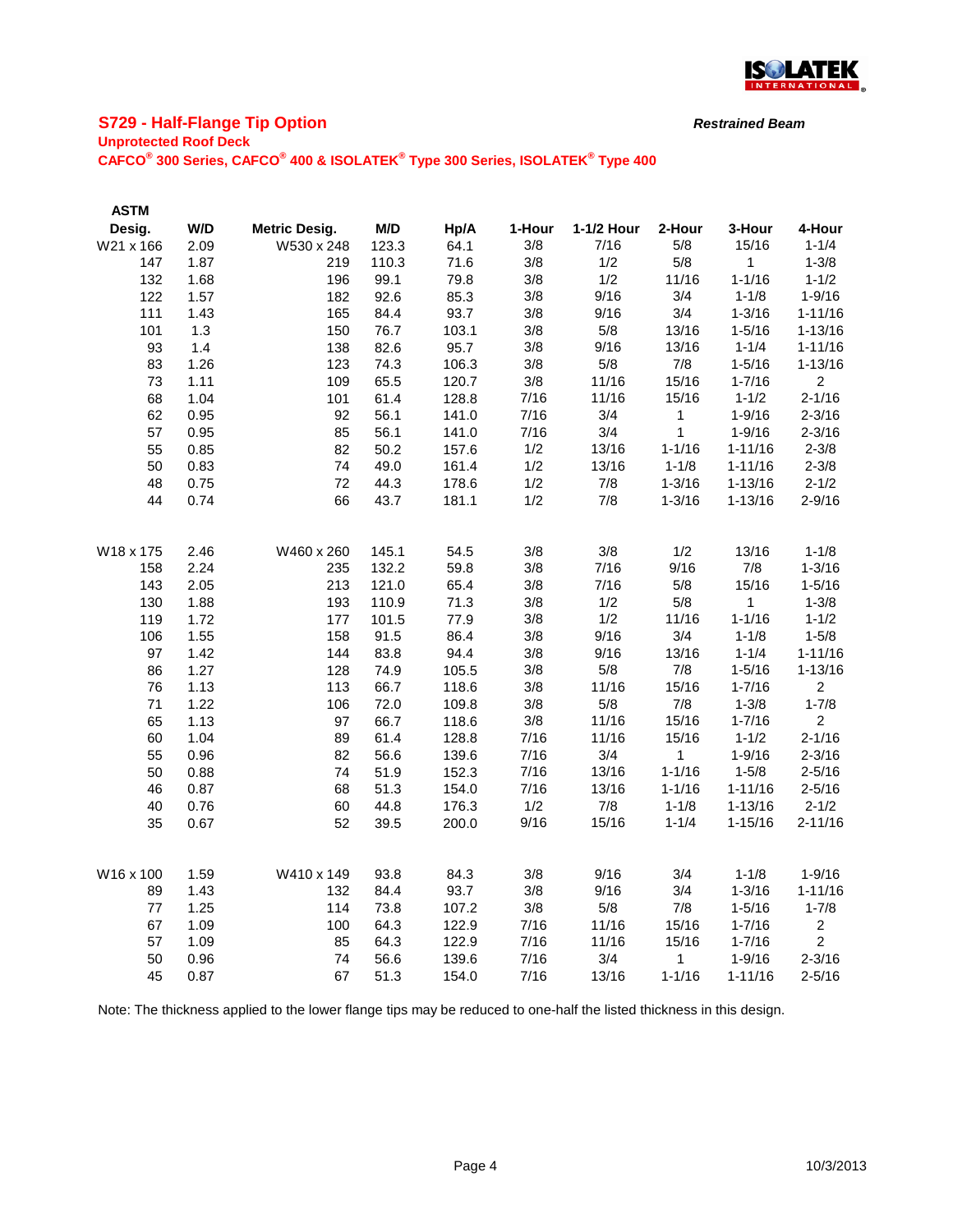## S729 - Half-Flange Tip Option

***Restrained Beam***

**Unprotected Roof Deck**

**CAFCO® 300 Series, CAFCO® 400 & ISOLATEK® Type 300 Series, ISOLATEK® Type 400**

| ASTM Desig. | W/D | Metric Desig. | M/D | Hp/A | 1-Hour | 1-1/2 Hour | 2-Hour | 3-Hour | 4-Hour |
|---|---|---|---|---|---|---|---|---|---|
| W21 x 166 | 2.09 | W530 x 248 | 123.3 | 64.1 | 3/8 | 7/16 | 5/8 | 15/16 | 1-1/4 |
| 147 | 1.87 | 219 | 110.3 | 71.6 | 3/8 | 1/2 | 5/8 | 1 | 1-3/8 |
| 132 | 1.68 | 196 | 99.1 | 79.8 | 3/8 | 1/2 | 11/16 | 1-1/16 | 1-1/2 |
| 122 | 1.57 | 182 | 92.6 | 85.3 | 3/8 | 9/16 | 3/4 | 1-1/8 | 1-9/16 |
| 111 | 1.43 | 165 | 84.4 | 93.7 | 3/8 | 9/16 | 3/4 | 1-3/16 | 1-11/16 |
| 101 | 1.3 | 150 | 76.7 | 103.1 | 3/8 | 5/8 | 13/16 | 1-5/16 | 1-13/16 |
| 93 | 1.4 | 138 | 82.6 | 95.7 | 3/8 | 9/16 | 13/16 | 1-1/4 | 1-11/16 |
| 83 | 1.26 | 123 | 74.3 | 106.3 | 3/8 | 5/8 | 7/8 | 1-5/16 | 1-13/16 |
| 73 | 1.11 | 109 | 65.5 | 120.7 | 3/8 | 11/16 | 15/16 | 1-7/16 | 2 |
| 68 | 1.04 | 101 | 61.4 | 128.8 | 7/16 | 11/16 | 15/16 | 1-1/2 | 2-1/16 |
| 62 | 0.95 | 92 | 56.1 | 141.0 | 7/16 | 3/4 | 1 | 1-9/16 | 2-3/16 |
| 57 | 0.95 | 85 | 56.1 | 141.0 | 7/16 | 3/4 | 1 | 1-9/16 | 2-3/16 |
| 55 | 0.85 | 82 | 50.2 | 157.6 | 1/2 | 13/16 | 1-1/16 | 1-11/16 | 2-3/8 |
| 50 | 0.83 | 74 | 49.0 | 161.4 | 1/2 | 13/16 | 1-1/8 | 1-11/16 | 2-3/8 |
| 48 | 0.75 | 72 | 44.3 | 178.6 | 1/2 | 7/8 | 1-3/16 | 1-13/16 | 2-1/2 |
| 44 | 0.74 | 66 | 43.7 | 181.1 | 1/2 | 7/8 | 1-3/16 | 1-13/16 | 2-9/16 |
| | | | | | | | | | |
| W18 x 175 | 2.46 | W460 x 260 | 145.1 | 54.5 | 3/8 | 3/8 | 1/2 | 13/16 | 1-1/8 |
| 158 | 2.24 | 235 | 132.2 | 59.8 | 3/8 | 7/16 | 9/16 | 7/8 | 1-3/16 |
| 143 | 2.05 | 213 | 121.0 | 65.4 | 3/8 | 7/16 | 5/8 | 15/16 | 1-5/16 |
| 130 | 1.88 | 193 | 110.9 | 71.3 | 3/8 | 1/2 | 5/8 | 1 | 1-3/8 |
| 119 | 1.72 | 177 | 101.5 | 77.9 | 3/8 | 1/2 | 11/16 | 1-1/16 | 1-1/2 |
| 106 | 1.55 | 158 | 91.5 | 86.4 | 3/8 | 9/16 | 3/4 | 1-1/8 | 1-5/8 |
| 97 | 1.42 | 144 | 83.8 | 94.4 | 3/8 | 9/16 | 13/16 | 1-1/4 | 1-11/16 |
| 86 | 1.27 | 128 | 74.9 | 105.5 | 3/8 | 5/8 | 7/8 | 1-5/16 | 1-13/16 |
| 76 | 1.13 | 113 | 66.7 | 118.6 | 3/8 | 11/16 | 15/16 | 1-7/16 | 2 |
| 71 | 1.22 | 106 | 72.0 | 109.8 | 3/8 | 5/8 | 7/8 | 1-3/8 | 1-7/8 |
| 65 | 1.13 | 97 | 66.7 | 118.6 | 3/8 | 11/16 | 15/16 | 1-7/16 | 2 |
| 60 | 1.04 | 89 | 61.4 | 128.8 | 7/16 | 11/16 | 15/16 | 1-1/2 | 2-1/16 |
| 55 | 0.96 | 82 | 56.6 | 139.6 | 7/16 | 3/4 | 1 | 1-9/16 | 2-3/16 |
| 50 | 0.88 | 74 | 51.9 | 152.3 | 7/16 | 13/16 | 1-1/16 | 1-5/8 | 2-5/16 |
| 46 | 0.87 | 68 | 51.3 | 154.0 | 7/16 | 13/16 | 1-1/16 | 1-11/16 | 2-5/16 |
| 40 | 0.76 | 60 | 44.8 | 176.3 | 1/2 | 7/8 | 1-1/8 | 1-13/16 | 2-1/2 |
| 35 | 0.67 | 52 | 39.5 | 200.0 | 9/16 | 15/16 | 1-1/4 | 1-15/16 | 2-11/16 |
| | | | | | | | | | |
| W16 x 100 | 1.59 | W410 x 149 | 93.8 | 84.3 | 3/8 | 9/16 | 3/4 | 1-1/8 | 1-9/16 |
| 89 | 1.43 | 132 | 84.4 | 93.7 | 3/8 | 9/16 | 3/4 | 1-3/16 | 1-11/16 |
| 77 | 1.25 | 114 | 73.8 | 107.2 | 3/8 | 5/8 | 7/8 | 1-5/16 | 1-7/8 |
| 67 | 1.09 | 100 | 64.3 | 122.9 | 7/16 | 11/16 | 15/16 | 1-7/16 | 2 |
| 57 | 1.09 | 85 | 64.3 | 122.9 | 7/16 | 11/16 | 15/16 | 1-7/16 | 2 |
| 50 | 0.96 | 74 | 56.6 | 139.6 | 7/16 | 3/4 | 1 | 1-9/16 | 2-3/16 |
| 45 | 0.87 | 67 | 51.3 | 154.0 | 7/16 | 13/16 | 1-1/16 | 1-11/16 | 2-5/16 |

Note: The thickness applied to the lower flange tips may be reduced to one-half the listed thickness in this design.

10/3/2013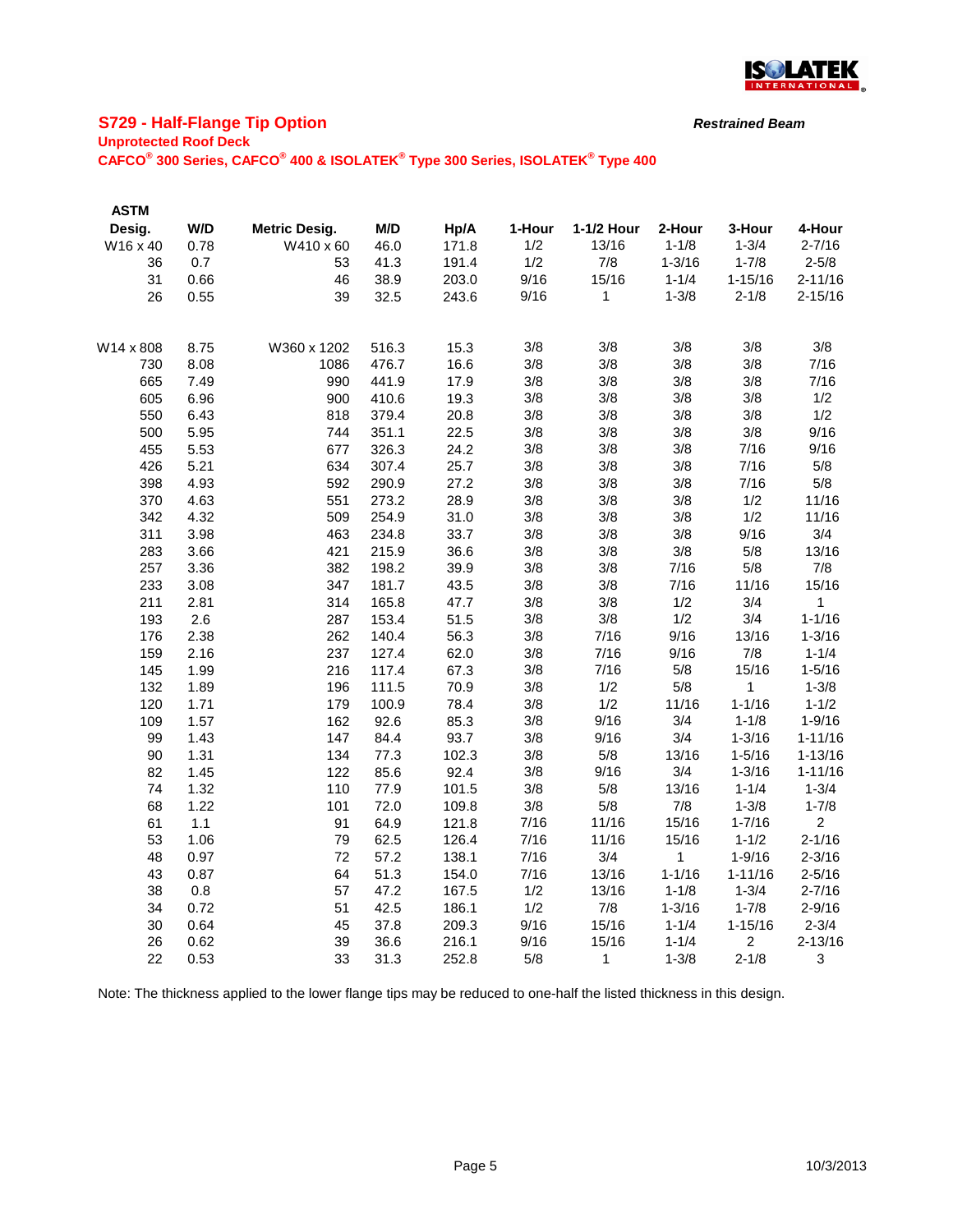## S729 - Half-Flange Tip Option

***Restrained Beam***

**Unprotected Roof Deck**

**CAFCO® 300 Series, CAFCO® 400 & ISOLATEK® Type 300 Series, ISOLATEK® Type 400**

| ASTM Desig. | W/D | Metric Desig. | M/D | Hp/A | 1-Hour | 1-1/2 Hour | 2-Hour | 3-Hour | 4-Hour |
|---|---|---|---|---|---|---|---|---|---|
| W16 x 40 | 0.78 | W410 x 60 | 46.0 | 171.8 | 1/2 | 13/16 | 1-1/8 | 1-3/4 | 2-7/16 |
| 36 | 0.7 | 53 | 41.3 | 191.4 | 1/2 | 7/8 | 1-3/16 | 1-7/8 | 2-5/8 |
| 31 | 0.66 | 46 | 38.9 | 203.0 | 9/16 | 15/16 | 1-1/4 | 1-15/16 | 2-11/16 |
| 26 | 0.55 | 39 | 32.5 | 243.6 | 9/16 | 1 | 1-3/8 | 2-1/8 | 2-15/16 |
| | | | | | | | | | |
| W14 x 808 | 8.75 | W360 x 1202 | 516.3 | 15.3 | 3/8 | 3/8 | 3/8 | 3/8 | 3/8 |
| 730 | 8.08 | 1086 | 476.7 | 16.6 | 3/8 | 3/8 | 3/8 | 3/8 | 7/16 |
| 665 | 7.49 | 990 | 441.9 | 17.9 | 3/8 | 3/8 | 3/8 | 3/8 | 7/16 |
| 605 | 6.96 | 900 | 410.6 | 19.3 | 3/8 | 3/8 | 3/8 | 3/8 | 1/2 |
| 550 | 6.43 | 818 | 379.4 | 20.8 | 3/8 | 3/8 | 3/8 | 3/8 | 1/2 |
| 500 | 5.95 | 744 | 351.1 | 22.5 | 3/8 | 3/8 | 3/8 | 3/8 | 9/16 |
| 455 | 5.53 | 677 | 326.3 | 24.2 | 3/8 | 3/8 | 3/8 | 7/16 | 9/16 |
| 426 | 5.21 | 634 | 307.4 | 25.7 | 3/8 | 3/8 | 3/8 | 7/16 | 5/8 |
| 398 | 4.93 | 592 | 290.9 | 27.2 | 3/8 | 3/8 | 3/8 | 7/16 | 5/8 |
| 370 | 4.63 | 551 | 273.2 | 28.9 | 3/8 | 3/8 | 3/8 | 1/2 | 11/16 |
| 342 | 4.32 | 509 | 254.9 | 31.0 | 3/8 | 3/8 | 3/8 | 1/2 | 11/16 |
| 311 | 3.98 | 463 | 234.8 | 33.7 | 3/8 | 3/8 | 3/8 | 9/16 | 3/4 |
| 283 | 3.66 | 421 | 215.9 | 36.6 | 3/8 | 3/8 | 3/8 | 5/8 | 13/16 |
| 257 | 3.36 | 382 | 198.2 | 39.9 | 3/8 | 3/8 | 7/16 | 5/8 | 7/8 |
| 233 | 3.08 | 347 | 181.7 | 43.5 | 3/8 | 3/8 | 7/16 | 11/16 | 15/16 |
| 211 | 2.81 | 314 | 165.8 | 47.7 | 3/8 | 3/8 | 1/2 | 3/4 | 1 |
| 193 | 2.6 | 287 | 153.4 | 51.5 | 3/8 | 3/8 | 1/2 | 3/4 | 1-1/16 |
| 176 | 2.38 | 262 | 140.4 | 56.3 | 3/8 | 7/16 | 9/16 | 13/16 | 1-3/16 |
| 159 | 2.16 | 237 | 127.4 | 62.0 | 3/8 | 7/16 | 9/16 | 7/8 | 1-1/4 |
| 145 | 1.99 | 216 | 117.4 | 67.3 | 3/8 | 7/16 | 5/8 | 15/16 | 1-5/16 |
| 132 | 1.89 | 196 | 111.5 | 70.9 | 3/8 | 1/2 | 5/8 | 1 | 1-3/8 |
| 120 | 1.71 | 179 | 100.9 | 78.4 | 3/8 | 1/2 | 11/16 | 1-1/16 | 1-1/2 |
| 109 | 1.57 | 162 | 92.6 | 85.3 | 3/8 | 9/16 | 3/4 | 1-1/8 | 1-9/16 |
| 99 | 1.43 | 147 | 84.4 | 93.7 | 3/8 | 9/16 | 3/4 | 1-3/16 | 1-11/16 |
| 90 | 1.31 | 134 | 77.3 | 102.3 | 3/8 | 5/8 | 13/16 | 1-5/16 | 1-13/16 |
| 82 | 1.45 | 122 | 85.6 | 92.4 | 3/8 | 9/16 | 3/4 | 1-3/16 | 1-11/16 |
| 74 | 1.32 | 110 | 77.9 | 101.5 | 3/8 | 5/8 | 13/16 | 1-1/4 | 1-3/4 |
| 68 | 1.22 | 101 | 72.0 | 109.8 | 3/8 | 5/8 | 7/8 | 1-3/8 | 1-7/8 |
| 61 | 1.1 | 91 | 64.9 | 121.8 | 7/16 | 11/16 | 15/16 | 1-7/16 | 2 |
| 53 | 1.06 | 79 | 62.5 | 126.4 | 7/16 | 11/16 | 15/16 | 1-1/2 | 2-1/16 |
| 48 | 0.97 | 72 | 57.2 | 138.1 | 7/16 | 3/4 | 1 | 1-9/16 | 2-3/16 |
| 43 | 0.87 | 64 | 51.3 | 154.0 | 7/16 | 13/16 | 1-1/16 | 1-11/16 | 2-5/16 |
| 38 | 0.8 | 57 | 47.2 | 167.5 | 1/2 | 13/16 | 1-1/8 | 1-3/4 | 2-7/16 |
| 34 | 0.72 | 51 | 42.5 | 186.1 | 1/2 | 7/8 | 1-3/16 | 1-7/8 | 2-9/16 |
| 30 | 0.64 | 45 | 37.8 | 209.3 | 9/16 | 15/16 | 1-1/4 | 1-15/16 | 2-3/4 |
| 26 | 0.62 | 39 | 36.6 | 216.1 | 9/16 | 15/16 | 1-1/4 | 2 | 2-13/16 |
| 22 | 0.53 | 33 | 31.3 | 252.8 | 5/8 | 1 | 1-3/8 | 2-1/8 | 3 |

Note: The thickness applied to the lower flange tips may be reduced to one-half the listed thickness in this design.

10/3/2013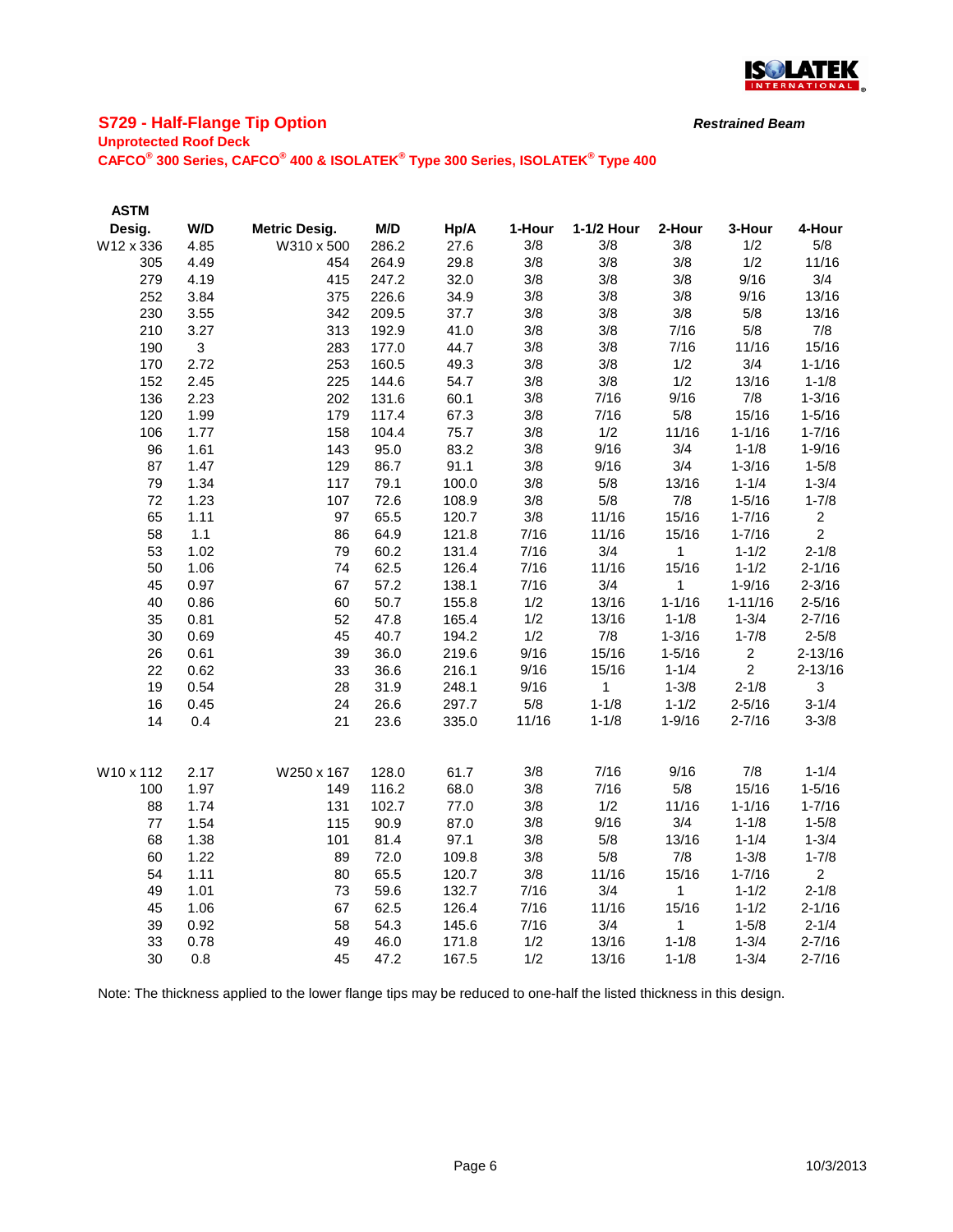## S729 - Half-Flange Tip Option

***Restrained Beam***

**Unprotected Roof Deck**

**CAFCO® 300 Series, CAFCO® 400 & ISOLATEK® Type 300 Series, ISOLATEK® Type 400**

| ASTM Desig. | W/D | Metric Desig. | M/D | Hp/A | 1-Hour | 1-1/2 Hour | 2-Hour | 3-Hour | 4-Hour |
|---|---|---|---|---|---|---|---|---|---|
| W12 x 336 | 4.85 | W310 x 500 | 286.2 | 27.6 | 3/8 | 3/8 | 3/8 | 1/2 | 5/8 |
| 305 | 4.49 | 454 | 264.9 | 29.8 | 3/8 | 3/8 | 3/8 | 1/2 | 11/16 |
| 279 | 4.19 | 415 | 247.2 | 32.0 | 3/8 | 3/8 | 3/8 | 9/16 | 3/4 |
| 252 | 3.84 | 375 | 226.6 | 34.9 | 3/8 | 3/8 | 3/8 | 9/16 | 13/16 |
| 230 | 3.55 | 342 | 209.5 | 37.7 | 3/8 | 3/8 | 3/8 | 5/8 | 13/16 |
| 210 | 3.27 | 313 | 192.9 | 41.0 | 3/8 | 3/8 | 7/16 | 5/8 | 7/8 |
| 190 | 3 | 283 | 177.0 | 44.7 | 3/8 | 3/8 | 7/16 | 11/16 | 15/16 |
| 170 | 2.72 | 253 | 160.5 | 49.3 | 3/8 | 3/8 | 1/2 | 3/4 | 1-1/16 |
| 152 | 2.45 | 225 | 144.6 | 54.7 | 3/8 | 3/8 | 1/2 | 13/16 | 1-1/8 |
| 136 | 2.23 | 202 | 131.6 | 60.1 | 3/8 | 7/16 | 9/16 | 7/8 | 1-3/16 |
| 120 | 1.99 | 179 | 117.4 | 67.3 | 3/8 | 7/16 | 5/8 | 15/16 | 1-5/16 |
| 106 | 1.77 | 158 | 104.4 | 75.7 | 3/8 | 1/2 | 11/16 | 1-1/16 | 1-7/16 |
| 96 | 1.61 | 143 | 95.0 | 83.2 | 3/8 | 9/16 | 3/4 | 1-1/8 | 1-9/16 |
| 87 | 1.47 | 129 | 86.7 | 91.1 | 3/8 | 9/16 | 3/4 | 1-3/16 | 1-5/8 |
| 79 | 1.34 | 117 | 79.1 | 100.0 | 3/8 | 5/8 | 13/16 | 1-1/4 | 1-3/4 |
| 72 | 1.23 | 107 | 72.6 | 108.9 | 3/8 | 5/8 | 7/8 | 1-5/16 | 1-7/8 |
| 65 | 1.11 | 97 | 65.5 | 120.7 | 3/8 | 11/16 | 15/16 | 1-7/16 | 2 |
| 58 | 1.1 | 86 | 64.9 | 121.8 | 7/16 | 11/16 | 15/16 | 1-7/16 | 2 |
| 53 | 1.02 | 79 | 60.2 | 131.4 | 7/16 | 3/4 | 1 | 1-1/2 | 2-1/8 |
| 50 | 1.06 | 74 | 62.5 | 126.4 | 7/16 | 11/16 | 15/16 | 1-1/2 | 2-1/16 |
| 45 | 0.97 | 67 | 57.2 | 138.1 | 7/16 | 3/4 | 1 | 1-9/16 | 2-3/16 |
| 40 | 0.86 | 60 | 50.7 | 155.8 | 1/2 | 13/16 | 1-1/16 | 1-11/16 | 2-5/16 |
| 35 | 0.81 | 52 | 47.8 | 165.4 | 1/2 | 13/16 | 1-1/8 | 1-3/4 | 2-7/16 |
| 30 | 0.69 | 45 | 40.7 | 194.2 | 1/2 | 7/8 | 1-3/16 | 1-7/8 | 2-5/8 |
| 26 | 0.61 | 39 | 36.0 | 219.6 | 9/16 | 15/16 | 1-5/16 | 2 | 2-13/16 |
| 22 | 0.62 | 33 | 36.6 | 216.1 | 9/16 | 15/16 | 1-1/4 | 2 | 2-13/16 |
| 19 | 0.54 | 28 | 31.9 | 248.1 | 9/16 | 1 | 1-3/8 | 2-1/8 | 3 |
| 16 | 0.45 | 24 | 26.6 | 297.7 | 5/8 | 1-1/8 | 1-1/2 | 2-5/16 | 3-1/4 |
| 14 | 0.4 | 21 | 23.6 | 335.0 | 11/16 | 1-1/8 | 1-9/16 | 2-7/16 | 3-3/8 |
| | | | | | | | | | |
| W10 x 112 | 2.17 | W250 x 167 | 128.0 | 61.7 | 3/8 | 7/16 | 9/16 | 7/8 | 1-1/4 |
| 100 | 1.97 | 149 | 116.2 | 68.0 | 3/8 | 7/16 | 5/8 | 15/16 | 1-5/16 |
| 88 | 1.74 | 131 | 102.7 | 77.0 | 3/8 | 1/2 | 11/16 | 1-1/16 | 1-7/16 |
| 77 | 1.54 | 115 | 90.9 | 87.0 | 3/8 | 9/16 | 3/4 | 1-1/8 | 1-5/8 |
| 68 | 1.38 | 101 | 81.4 | 97.1 | 3/8 | 5/8 | 13/16 | 1-1/4 | 1-3/4 |
| 60 | 1.22 | 89 | 72.0 | 109.8 | 3/8 | 5/8 | 7/8 | 1-3/8 | 1-7/8 |
| 54 | 1.11 | 80 | 65.5 | 120.7 | 3/8 | 11/16 | 15/16 | 1-7/16 | 2 |
| 49 | 1.01 | 73 | 59.6 | 132.7 | 7/16 | 3/4 | 1 | 1-1/2 | 2-1/8 |
| 45 | 1.06 | 67 | 62.5 | 126.4 | 7/16 | 11/16 | 15/16 | 1-1/2 | 2-1/16 |
| 39 | 0.92 | 58 | 54.3 | 145.6 | 7/16 | 3/4 | 1 | 1-5/8 | 2-1/4 |
| 33 | 0.78 | 49 | 46.0 | 171.8 | 1/2 | 13/16 | 1-1/8 | 1-3/4 | 2-7/16 |
| 30 | 0.8 | 45 | 47.2 | 167.5 | 1/2 | 13/16 | 1-1/8 | 1-3/4 | 2-7/16 |

Note: The thickness applied to the lower flange tips may be reduced to one-half the listed thickness in this design.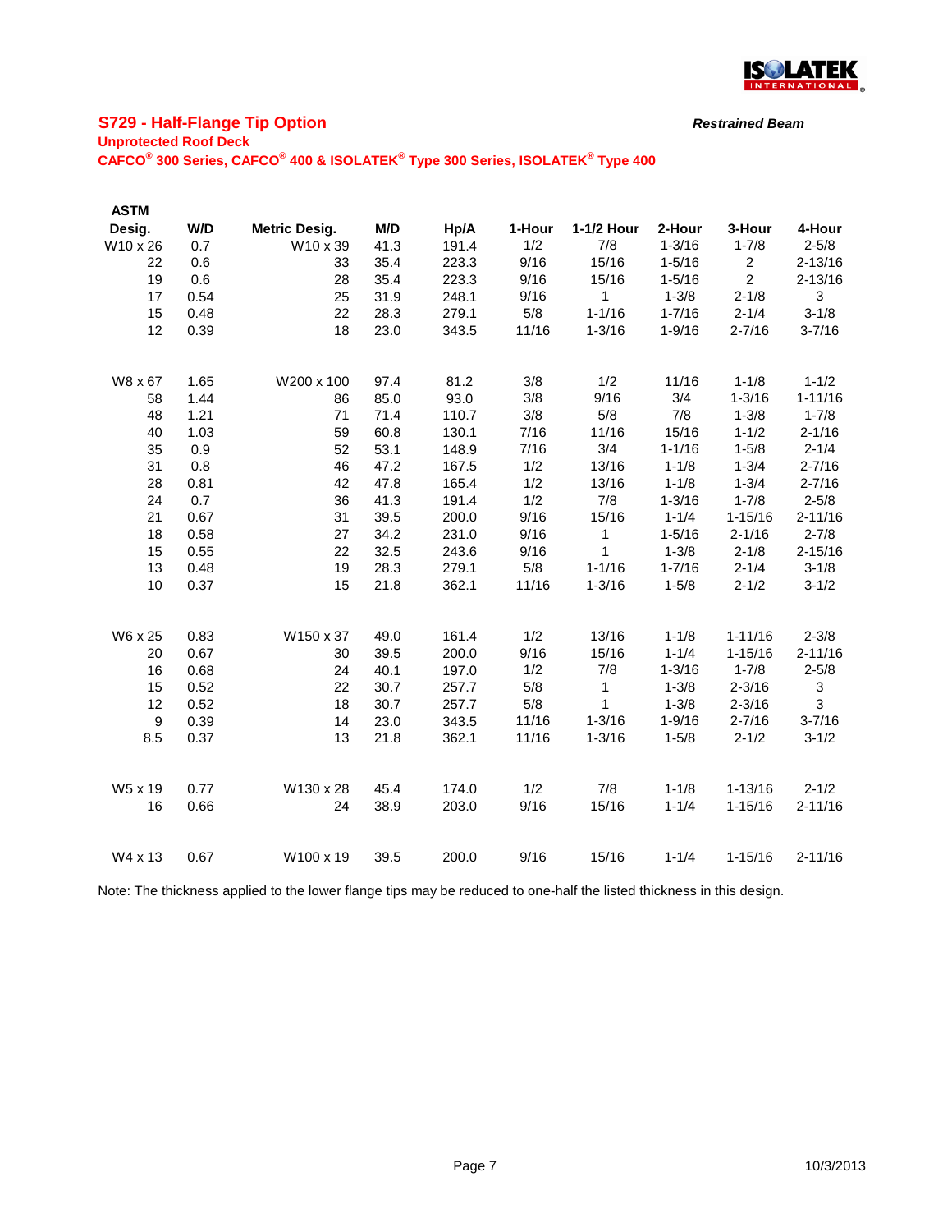## S729 - Half-Flange Tip Option

***Restrained Beam***

**Unprotected Roof Deck**

**CAFCO® 300 Series, CAFCO® 400 & ISOLATEK® Type 300 Series, ISOLATEK® Type 400**

| ASTM Desig. | W/D | Metric Desig. | M/D | Hp/A | 1-Hour | 1-1/2 Hour | 2-Hour | 3-Hour | 4-Hour |
|---|---|---|---|---|---|---|---|---|---|
| W10 x 26 | 0.7 | W10 x 39 | 41.3 | 191.4 | 1/2 | 7/8 | 1-3/16 | 1-7/8 | 2-5/8 |
| 22 | 0.6 | 33 | 35.4 | 223.3 | 9/16 | 15/16 | 1-5/16 | 2 | 2-13/16 |
| 19 | 0.6 | 28 | 35.4 | 223.3 | 9/16 | 15/16 | 1-5/16 | 2 | 2-13/16 |
| 17 | 0.54 | 25 | 31.9 | 248.1 | 9/16 | 1 | 1-3/8 | 2-1/8 | 3 |
| 15 | 0.48 | 22 | 28.3 | 279.1 | 5/8 | 1-1/16 | 1-7/16 | 2-1/4 | 3-1/8 |
| 12 | 0.39 | 18 | 23.0 | 343.5 | 11/16 | 1-3/16 | 1-9/16 | 2-7/16 | 3-7/16 |
| | | | | | | | | | |
| W8 x 67 | 1.65 | W200 x 100 | 97.4 | 81.2 | 3/8 | 1/2 | 11/16 | 1-1/8 | 1-1/2 |
| 58 | 1.44 | 86 | 85.0 | 93.0 | 3/8 | 9/16 | 3/4 | 1-3/16 | 1-11/16 |
| 48 | 1.21 | 71 | 71.4 | 110.7 | 3/8 | 5/8 | 7/8 | 1-3/8 | 1-7/8 |
| 40 | 1.03 | 59 | 60.8 | 130.1 | 7/16 | 11/16 | 15/16 | 1-1/2 | 2-1/16 |
| 35 | 0.9 | 52 | 53.1 | 148.9 | 7/16 | 3/4 | 1-1/16 | 1-5/8 | 2-1/4 |
| 31 | 0.8 | 46 | 47.2 | 167.5 | 1/2 | 13/16 | 1-1/8 | 1-3/4 | 2-7/16 |
| 28 | 0.81 | 42 | 47.8 | 165.4 | 1/2 | 13/16 | 1-1/8 | 1-3/4 | 2-7/16 |
| 24 | 0.7 | 36 | 41.3 | 191.4 | 1/2 | 7/8 | 1-3/16 | 1-7/8 | 2-5/8 |
| 21 | 0.67 | 31 | 39.5 | 200.0 | 9/16 | 15/16 | 1-1/4 | 1-15/16 | 2-11/16 |
| 18 | 0.58 | 27 | 34.2 | 231.0 | 9/16 | 1 | 1-5/16 | 2-1/16 | 2-7/8 |
| 15 | 0.55 | 22 | 32.5 | 243.6 | 9/16 | 1 | 1-3/8 | 2-1/8 | 2-15/16 |
| 13 | 0.48 | 19 | 28.3 | 279.1 | 5/8 | 1-1/16 | 1-7/16 | 2-1/4 | 3-1/8 |
| 10 | 0.37 | 15 | 21.8 | 362.1 | 11/16 | 1-3/16 | 1-5/8 | 2-1/2 | 3-1/2 |
| | | | | | | | | | |
| W6 x 25 | 0.83 | W150 x 37 | 49.0 | 161.4 | 1/2 | 13/16 | 1-1/8 | 1-11/16 | 2-3/8 |
| 20 | 0.67 | 30 | 39.5 | 200.0 | 9/16 | 15/16 | 1-1/4 | 1-15/16 | 2-11/16 |
| 16 | 0.68 | 24 | 40.1 | 197.0 | 1/2 | 7/8 | 1-3/16 | 1-7/8 | 2-5/8 |
| 15 | 0.52 | 22 | 30.7 | 257.7 | 5/8 | 1 | 1-3/8 | 2-3/16 | 3 |
| 12 | 0.52 | 18 | 30.7 | 257.7 | 5/8 | 1 | 1-3/8 | 2-3/16 | 3 |
| 9 | 0.39 | 14 | 23.0 | 343.5 | 11/16 | 1-3/16 | 1-9/16 | 2-7/16 | 3-7/16 |
| 8.5 | 0.37 | 13 | 21.8 | 362.1 | 11/16 | 1-3/16 | 1-5/8 | 2-1/2 | 3-1/2 |
| | | | | | | | | | |
| W5 x 19 | 0.77 | W130 x 28 | 45.4 | 174.0 | 1/2 | 7/8 | 1-1/8 | 1-13/16 | 2-1/2 |
| 16 | 0.66 | 24 | 38.9 | 203.0 | 9/16 | 15/16 | 1-1/4 | 1-15/16 | 2-11/16 |
| | | | | | | | | | |
| W4 x 13 | 0.67 | W100 x 19 | 39.5 | 200.0 | 9/16 | 15/16 | 1-1/4 | 1-15/16 | 2-11/16 |

Note: The thickness applied to the lower flange tips may be reduced to one-half the listed thickness in this design.

10/3/2013